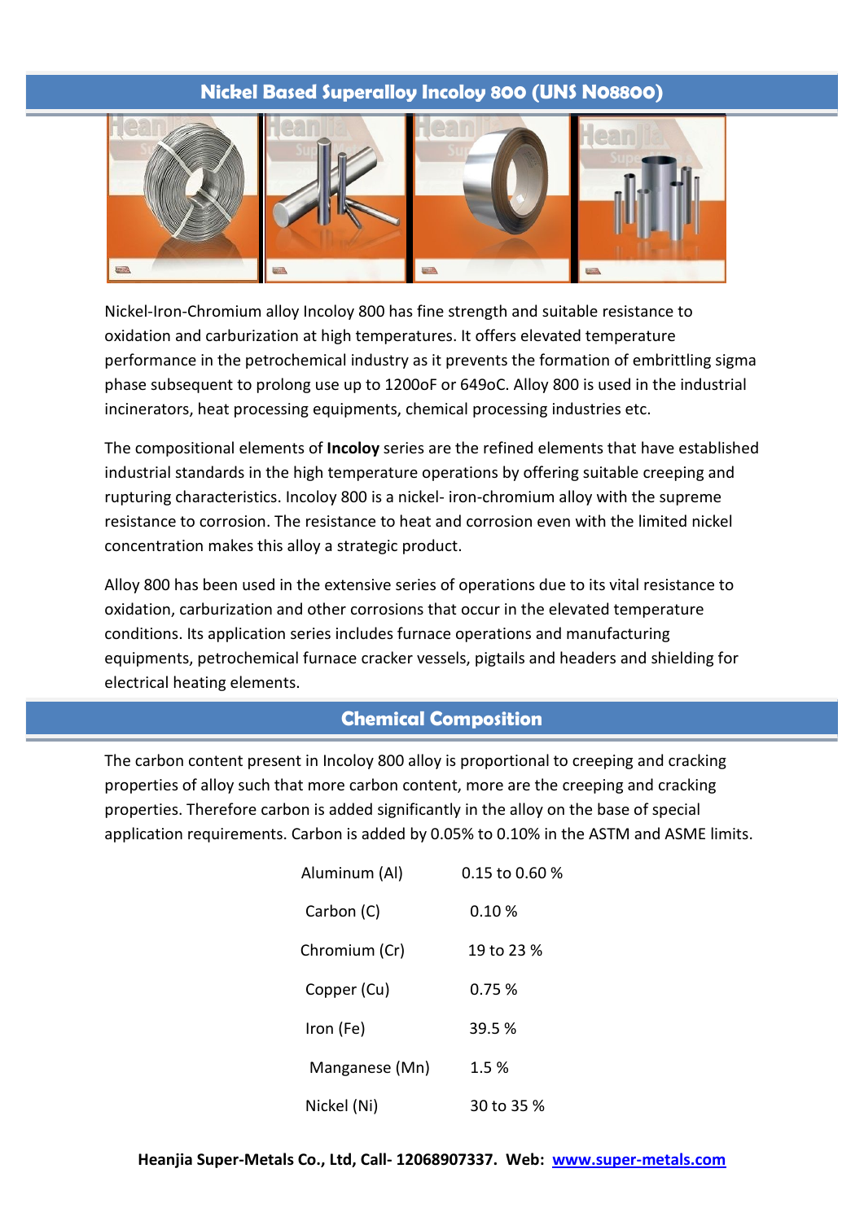# Nickel Based Superalloy Incoloy 800 (UNS N08800)

Nickel-Iron-Chromium alloy Incoloy 800 has fine strength and suitable resistance to oxidation and carburization at high temperatures. It offers elevated temperature performance in the petrochemical industry as it prevents the formation of embrittling sigma phase subsequent to prolong use up to 1200oF or 649oC. Alloy 800 is used in the industrial incinerators, heat processing equipments, chemical processing industries etc.

The compositional elements of **Incoloy** series are the refined elements that have established industrial standards in the high temperature operations by offering suitable creeping and rupturing characteristics. Incoloy 800 is a nickel- iron-chromium alloy with the supreme resistance to corrosion. The resistance to heat and corrosion even with the limited nickel concentration makes this alloy a strategic product.

Alloy 800 has been used in the extensive series of operations due to its vital resistance to oxidation, carburization and other corrosions that occur in the elevated temperature conditions. Its application series includes furnace operations and manufacturing equipments, petrochemical furnace cracker vessels, pigtails and headers and shielding for electrical heating elements.

## Chemical Composition

The carbon content present in Incoloy 800 alloy is proportional to creeping and cracking properties of alloy such that more carbon content, more are the creeping and cracking properties. Therefore carbon is added significantly in the alloy on the base of special application requirements. Carbon is added by 0.05% to 0.10% in the ASTM and ASME limits.

| Element | Content |
|---|---|
| Aluminum (Al) | 0.15 to 0.60 % |
| Carbon (C) | 0.10 % |
| Chromium (Cr) | 19 to 23 % |
| Copper (Cu) | 0.75 % |
| Iron (Fe) | 39.5 % |
| Manganese (Mn) | 1.5 % |
| Nickel (Ni) | 30 to 35 % |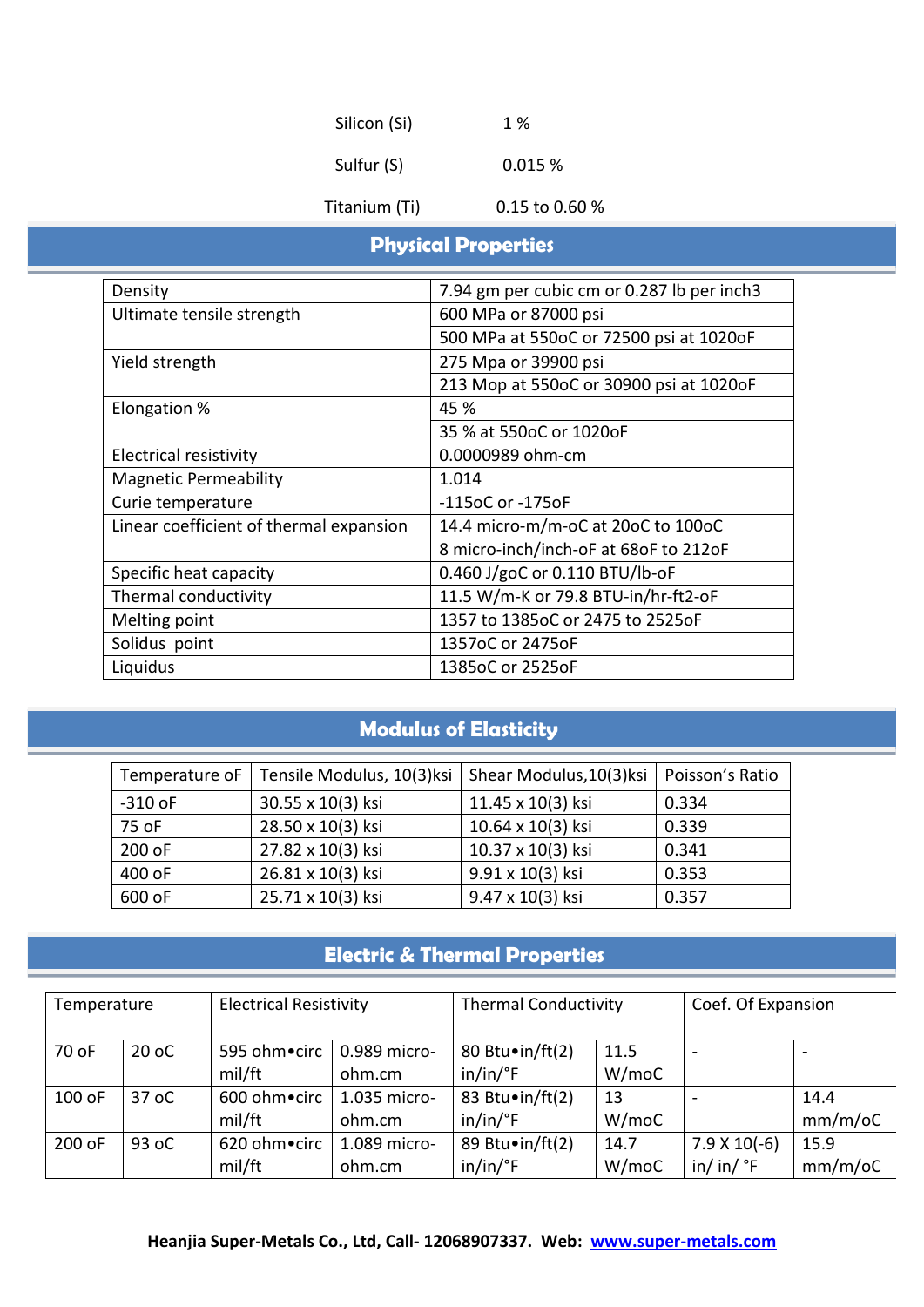| | |
|---|---|
| Silicon (Si) | 1 % |
| Sulfur (S) | 0.015 % |
| Titanium (Ti) | 0.15 to 0.60 % |

## Physical Properties

| | |
|---|---|
| Density | 7.94 gm per cubic cm or 0.287 lb per inch3 |
| Ultimate tensile strength | 600 MPa or 87000 psi |
| | 500 MPa at 550oC or 72500 psi at 1020oF |
| Yield strength | 275 Mpa or 39900 psi |
| | 213 Mop at 550oC or 30900 psi at 1020oF |
| Elongation % | 45 % |
| | 35 % at 550oC or 1020oF |
| Electrical resistivity | 0.0000989 ohm-cm |
| Magnetic Permeability | 1.014 |
| Curie temperature | -115oC or -175oF |
| Linear coefficient of thermal expansion | 14.4 micro-m/m-oC at 20oC to 100oC |
| | 8 micro-inch/inch-oF at 68oF to 212oF |
| Specific heat capacity | 0.460 J/goC or 0.110 BTU/lb-oF |
| Thermal conductivity | 11.5 W/m-K or 79.8 BTU-in/hr-ft2-oF |
| Melting point | 1357 to 1385oC or 2475 to 2525oF |
| Solidus point | 1357oC or 2475oF |
| Liquidus | 1385oC or 2525oF |

## Modulus of Elasticity

| Temperature oF | Tensile Modulus, 10(3)ksi | Shear Modulus,10(3)ksi | Poisson's Ratio |
|---|---|---|---|
| -310 oF | 30.55 x 10(3) ksi | 11.45 x 10(3) ksi | 0.334 |
| 75 oF | 28.50 x 10(3) ksi | 10.64 x 10(3) ksi | 0.339 |
| 200 oF | 27.82 x 10(3) ksi | 10.37 x 10(3) ksi | 0.341 |
| 400 oF | 26.81 x 10(3) ksi | 9.91 x 10(3) ksi | 0.353 |
| 600 oF | 25.71 x 10(3) ksi | 9.47 x 10(3) ksi | 0.357 |

## Electric & Thermal Properties

| Temperature | | Electrical Resistivity | | Thermal Conductivity | | Coef. Of Expansion | |
|---|---|---|---|---|---|---|---|
| 70 oF | 20 oC | 595 ohm•circ mil/ft | 0.989 micro-ohm.cm | 80 Btu•in/ft(2) in/in/°F | 11.5 W/moC | - | - |
| 100 oF | 37 oC | 600 ohm•circ mil/ft | 1.035 micro-ohm.cm | 83 Btu•in/ft(2) in/in/°F | 13 W/moC | - | 14.4 mm/m/oC |
| 200 oF | 93 oC | 620 ohm•circ mil/ft | 1.089 micro-ohm.cm | 89 Btu•in/ft(2) in/in/°F | 14.7 W/moC | 7.9 X 10(-6) in/ in/ °F | 15.9 mm/m/oC |

**Heanjia Super-Metals Co., Ltd, Call- 12068907337. Web: [www.super-metals.com](www.super-metals.com)**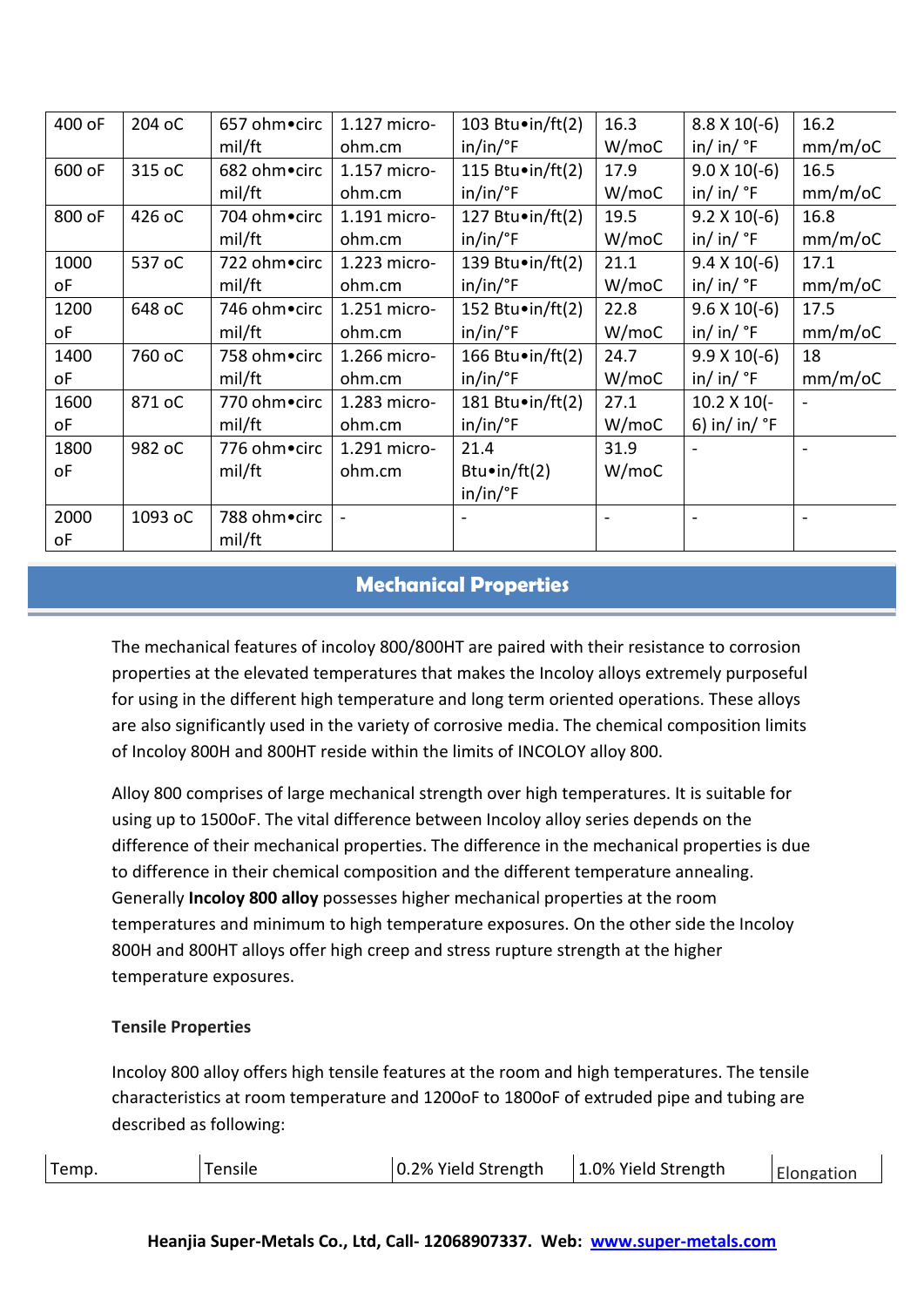| 400 oF | 204 oC | 657 ohm•circ mil/ft | 1.127 micro-ohm.cm | 103 Btu•in/ft(2) in/in/°F | 16.3 W/moC | 8.8 X 10(-6) in/ in/ °F | 16.2 mm/m/oC |
|---|---|---|---|---|---|---|---|
| 600 oF | 315 oC | 682 ohm•circ mil/ft | 1.157 micro-ohm.cm | 115 Btu•in/ft(2) in/in/°F | 17.9 W/moC | 9.0 X 10(-6) in/ in/ °F | 16.5 mm/m/oC |
| 800 oF | 426 oC | 704 ohm•circ mil/ft | 1.191 micro-ohm.cm | 127 Btu•in/ft(2) in/in/°F | 19.5 W/moC | 9.2 X 10(-6) in/ in/ °F | 16.8 mm/m/oC |
| 1000 oF | 537 oC | 722 ohm•circ mil/ft | 1.223 micro-ohm.cm | 139 Btu•in/ft(2) in/in/°F | 21.1 W/moC | 9.4 X 10(-6) in/ in/ °F | 17.1 mm/m/oC |
| 1200 oF | 648 oC | 746 ohm•circ mil/ft | 1.251 micro-ohm.cm | 152 Btu•in/ft(2) in/in/°F | 22.8 W/moC | 9.6 X 10(-6) in/ in/ °F | 17.5 mm/m/oC |
| 1400 oF | 760 oC | 758 ohm•circ mil/ft | 1.266 micro-ohm.cm | 166 Btu•in/ft(2) in/in/°F | 24.7 W/moC | 9.9 X 10(-6) in/ in/ °F | 18 mm/m/oC |
| 1600 oF | 871 oC | 770 ohm•circ mil/ft | 1.283 micro-ohm.cm | 181 Btu•in/ft(2) in/in/°F | 27.1 W/moC | 10.2 X 10(-6) in/ in/ °F | - |
| 1800 oF | 982 oC | 776 ohm•circ mil/ft | 1.291 micro-ohm.cm | 21.4 Btu•in/ft(2) in/in/°F | 31.9 W/moC | - | - |
| 2000 oF | 1093 oC | 788 ohm•circ mil/ft | - | - | - | - | - |

## Mechanical Properties

The mechanical features of incoloy 800/800HT are paired with their resistance to corrosion properties at the elevated temperatures that makes the Incoloy alloys extremely purposeful for using in the different high temperature and long term oriented operations. These alloys are also significantly used in the variety of corrosive media. The chemical composition limits of Incoloy 800H and 800HT reside within the limits of INCOLOY alloy 800.

Alloy 800 comprises of large mechanical strength over high temperatures. It is suitable for using up to 1500oF. The vital difference between Incoloy alloy series depends on the difference of their mechanical properties. The difference in the mechanical properties is due to difference in their chemical composition and the different temperature annealing. Generally **Incoloy 800 alloy** possesses higher mechanical properties at the room temperatures and minimum to high temperature exposures. On the other side the Incoloy 800H and 800HT alloys offer high creep and stress rupture strength at the higher temperature exposures.

### Tensile Properties

Incoloy 800 alloy offers high tensile features at the room and high temperatures. The tensile characteristics at room temperature and 1200oF to 1800oF of extruded pipe and tubing are described as following:

| Temp. | Tensile | 0.2% Yield Strength | 1.0% Yield Strength | Elongation |
|---|---|---|---|---|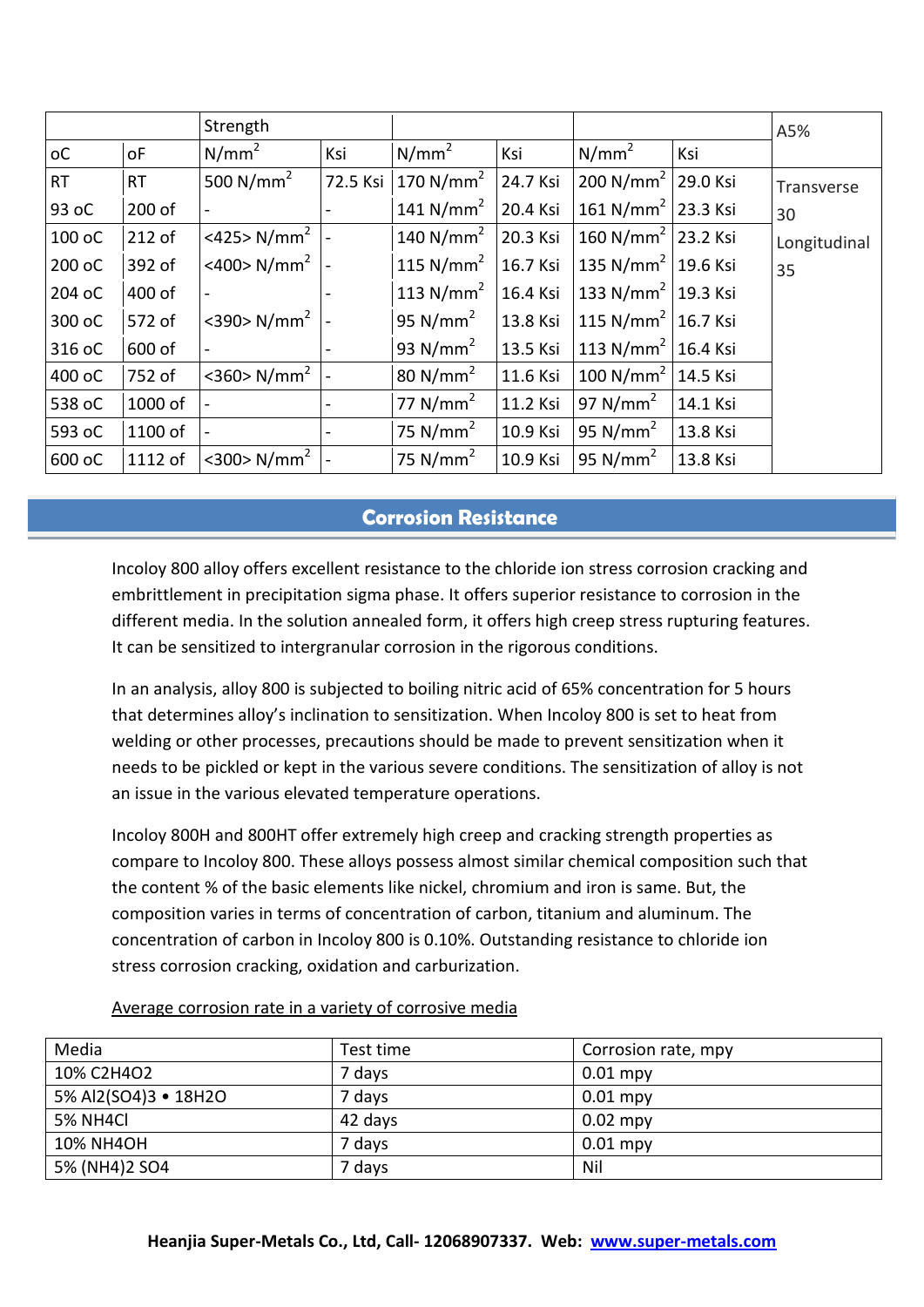| | | Strength | | | | | | A5% |
|---|---|---|---|---|---|---|---|---|
| oC | oF | N/mm$^2$ | Ksi | N/mm$^2$ | Ksi | N/mm$^2$ | Ksi | |
| RT | RT | 500 N/mm$^2$ | 72.5 Ksi | 170 N/mm$^2$ | 24.7 Ksi | 200 N/mm$^2$ | 29.0 Ksi | Transverse 30 Longitudinal 35 |
| 93 oC | 200 of | - | - | 141 N/mm$^2$ | 20.4 Ksi | 161 N/mm$^2$ | 23.3 Ksi | |
| 100 oC | 212 of | <425> N/mm$^2$ | - | 140 N/mm$^2$ | 20.3 Ksi | 160 N/mm$^2$ | 23.2 Ksi | |
| 200 oC | 392 of | <400> N/mm$^2$ | - | 115 N/mm$^2$ | 16.7 Ksi | 135 N/mm$^2$ | 19.6 Ksi | |
| 204 oC | 400 of | - | - | 113 N/mm$^2$ | 16.4 Ksi | 133 N/mm$^2$ | 19.3 Ksi | |
| 300 oC | 572 of | <390> N/mm$^2$ | - | 95 N/mm$^2$ | 13.8 Ksi | 115 N/mm$^2$ | 16.7 Ksi | |
| 316 oC | 600 of | - | - | 93 N/mm$^2$ | 13.5 Ksi | 113 N/mm$^2$ | 16.4 Ksi | |
| 400 oC | 752 of | <360> N/mm$^2$ | - | 80 N/mm$^2$ | 11.6 Ksi | 100 N/mm$^2$ | 14.5 Ksi | |
| 538 oC | 1000 of | - | - | 77 N/mm$^2$ | 11.2 Ksi | 97 N/mm$^2$ | 14.1 Ksi | |
| 593 oC | 1100 of | - | - | 75 N/mm$^2$ | 10.9 Ksi | 95 N/mm$^2$ | 13.8 Ksi | |
| 600 oC | 1112 of | <300> N/mm$^2$ | - | 75 N/mm$^2$ | 10.9 Ksi | 95 N/mm$^2$ | 13.8 Ksi | |

## Corrosion Resistance

Incoloy 800 alloy offers excellent resistance to the chloride ion stress corrosion cracking and embrittlement in precipitation sigma phase. It offers superior resistance to corrosion in the different media. In the solution annealed form, it offers high creep stress rupturing features. It can be sensitized to intergranular corrosion in the rigorous conditions.

In an analysis, alloy 800 is subjected to boiling nitric acid of 65% concentration for 5 hours that determines alloy's inclination to sensitization. When Incoloy 800 is set to heat from welding or other processes, precautions should be made to prevent sensitization when it needs to be pickled or kept in the various severe conditions. The sensitization of alloy is not an issue in the various elevated temperature operations.

Incoloy 800H and 800HT offer extremely high creep and cracking strength properties as compare to Incoloy 800. These alloys possess almost similar chemical composition such that the content % of the basic elements like nickel, chromium and iron is same. But, the composition varies in terms of concentration of carbon, titanium and aluminum. The concentration of carbon in Incoloy 800 is 0.10%. Outstanding resistance to chloride ion stress corrosion cracking, oxidation and carburization.

Average corrosion rate in a variety of corrosive media

| Media | Test time | Corrosion rate, mpy |
|---|---|---|
| 10% $C_2H_4O_2$ | 7 days | 0.01 mpy |
| 5% $Al_2(SO_4)_3 \cdot 18H_2O$ | 7 days | 0.01 mpy |
| 5% $NH_4Cl$ | 42 days | 0.02 mpy |
| 10% $NH_4OH$ | 7 days | 0.01 mpy |
| 5% $(NH_4)_2SO_4$ | 7 days | Nil |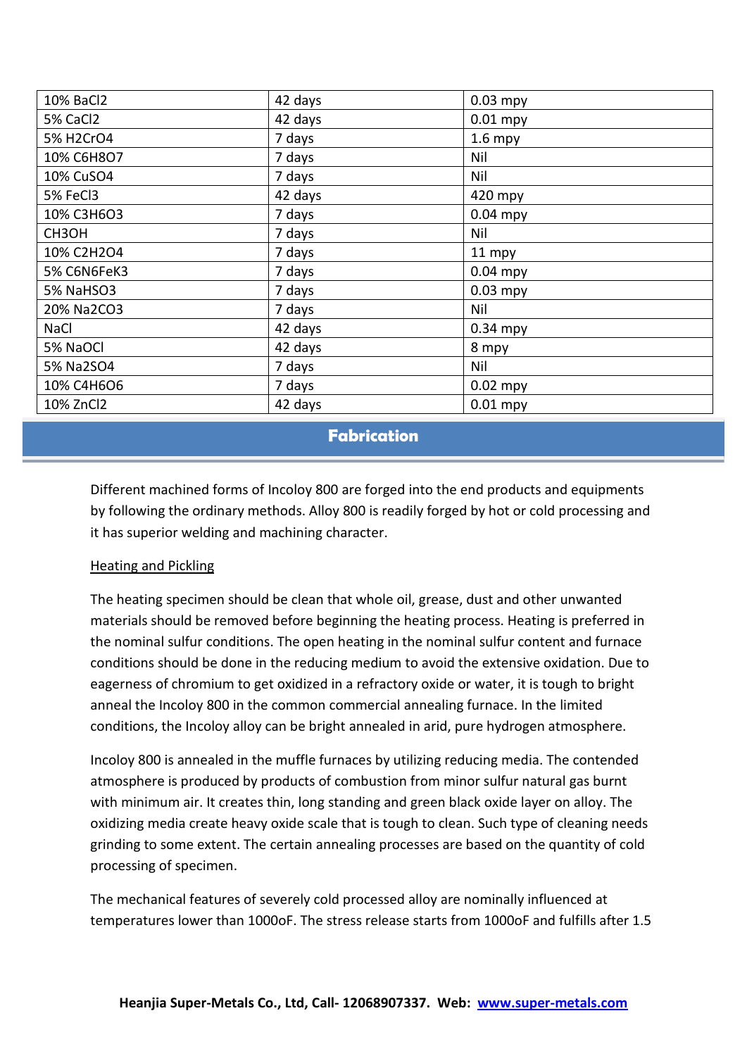| | | |
|---|---|---|
| 10% $BaCl_2$ | 42 days | 0.03 mpy |
| 5% $CaCl_2$ | 42 days | 0.01 mpy |
| 5% $H_2CrO_4$ | 7 days | 1.6 mpy |
| 10% $C_6H_8O_7$ | 7 days | Nil |
| 10% $CuSO_4$ | 7 days | Nil |
| 5% $FeCl_3$ | 42 days | 420 mpy |
| 10% $C_3H_6O_3$ | 7 days | 0.04 mpy |
| $CH_3OH$ | 7 days | Nil |
| 10% $C_2H_2O_4$ | 7 days | 11 mpy |
| 5% $C_6N_6FeK_3$ | 7 days | 0.04 mpy |
| 5% $NaHSO_3$ | 7 days | 0.03 mpy |
| 20% $Na_2CO_3$ | 7 days | Nil |
| NaCl | 42 days | 0.34 mpy |
| 5% NaOCl | 42 days | 8 mpy |
| 5% $Na_2SO_4$ | 7 days | Nil |
| 10% $C_4H_6O_6$ | 7 days | 0.02 mpy |
| 10% $ZnCl_2$ | 42 days | 0.01 mpy |

## Fabrication

Different machined forms of Incoloy 800 are forged into the end products and equipments by following the ordinary methods. Alloy 800 is readily forged by hot or cold processing and it has superior welding and machining character.

Heating and Pickling

The heating specimen should be clean that whole oil, grease, dust and other unwanted materials should be removed before beginning the heating process. Heating is preferred in the nominal sulfur conditions. The open heating in the nominal sulfur content and furnace conditions should be done in the reducing medium to avoid the extensive oxidation. Due to eagerness of chromium to get oxidized in a refractory oxide or water, it is tough to bright anneal the Incoloy 800 in the common commercial annealing furnace. In the limited conditions, the Incoloy alloy can be bright annealed in arid, pure hydrogen atmosphere.

Incoloy 800 is annealed in the muffle furnaces by utilizing reducing media. The contended atmosphere is produced by products of combustion from minor sulfur natural gas burnt with minimum air. It creates thin, long standing and green black oxide layer on alloy. The oxidizing media create heavy oxide scale that is tough to clean. Such type of cleaning needs grinding to some extent. The certain annealing processes are based on the quantity of cold processing of specimen.

The mechanical features of severely cold processed alloy are nominally influenced at temperatures lower than 1000oF. The stress release starts from 1000oF and fulfills after 1.5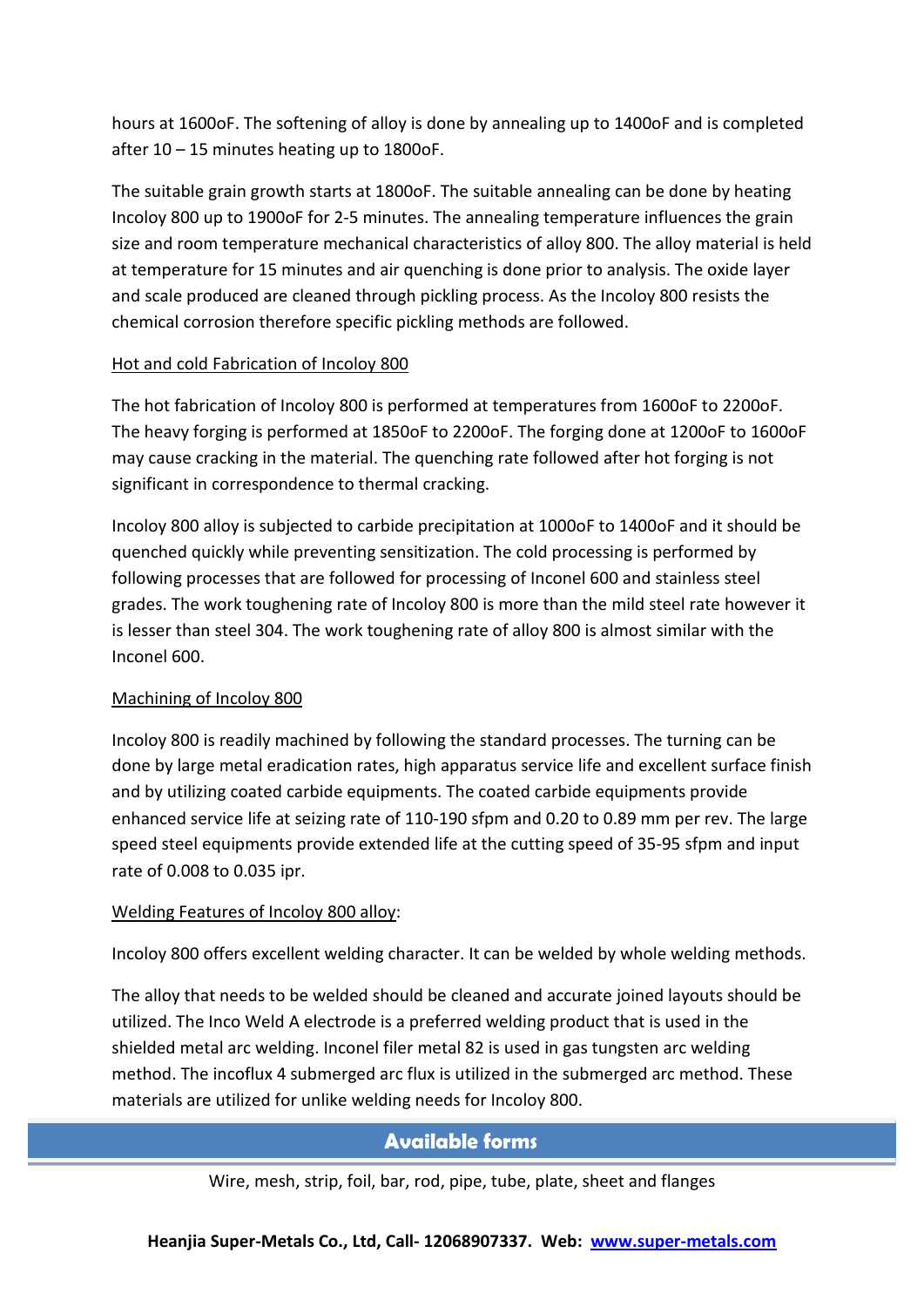hours at 1600oF. The softening of alloy is done by annealing up to 1400oF and is completed after 10 – 15 minutes heating up to 1800oF.

The suitable grain growth starts at 1800oF. The suitable annealing can be done by heating Incoloy 800 up to 1900oF for 2-5 minutes. The annealing temperature influences the grain size and room temperature mechanical characteristics of alloy 800. The alloy material is held at temperature for 15 minutes and air quenching is done prior to analysis. The oxide layer and scale produced are cleaned through pickling process. As the Incoloy 800 resists the chemical corrosion therefore specific pickling methods are followed.

Hot and cold Fabrication of Incoloy 800

The hot fabrication of Incoloy 800 is performed at temperatures from 1600oF to 2200oF. The heavy forging is performed at 1850oF to 2200oF. The forging done at 1200oF to 1600oF may cause cracking in the material. The quenching rate followed after hot forging is not significant in correspondence to thermal cracking.

Incoloy 800 alloy is subjected to carbide precipitation at 1000oF to 1400oF and it should be quenched quickly while preventing sensitization. The cold processing is performed by following processes that are followed for processing of Inconel 600 and stainless steel grades. The work toughening rate of Incoloy 800 is more than the mild steel rate however it is lesser than steel 304. The work toughening rate of alloy 800 is almost similar with the Inconel 600.

Machining of Incoloy 800

Incoloy 800 is readily machined by following the standard processes. The turning can be done by large metal eradication rates, high apparatus service life and excellent surface finish and by utilizing coated carbide equipments. The coated carbide equipments provide enhanced service life at seizing rate of 110-190 sfpm and 0.20 to 0.89 mm per rev. The large speed steel equipments provide extended life at the cutting speed of 35-95 sfpm and input rate of 0.008 to 0.035 ipr.

Welding Features of Incoloy 800 alloy:

Incoloy 800 offers excellent welding character. It can be welded by whole welding methods.

The alloy that needs to be welded should be cleaned and accurate joined layouts should be utilized. The Inco Weld A electrode is a preferred welding product that is used in the shielded metal arc welding. Inconel filer metal 82 is used in gas tungsten arc welding method. The incoflux 4 submerged arc flux is utilized in the submerged arc method. These materials are utilized for unlike welding needs for Incoloy 800.

## Available forms

Wire, mesh, strip, foil, bar, rod, pipe, tube, plate, sheet and flanges

**Heanjia Super-Metals Co., Ltd, Call- 12068907337. Web: www.super-metals.com**